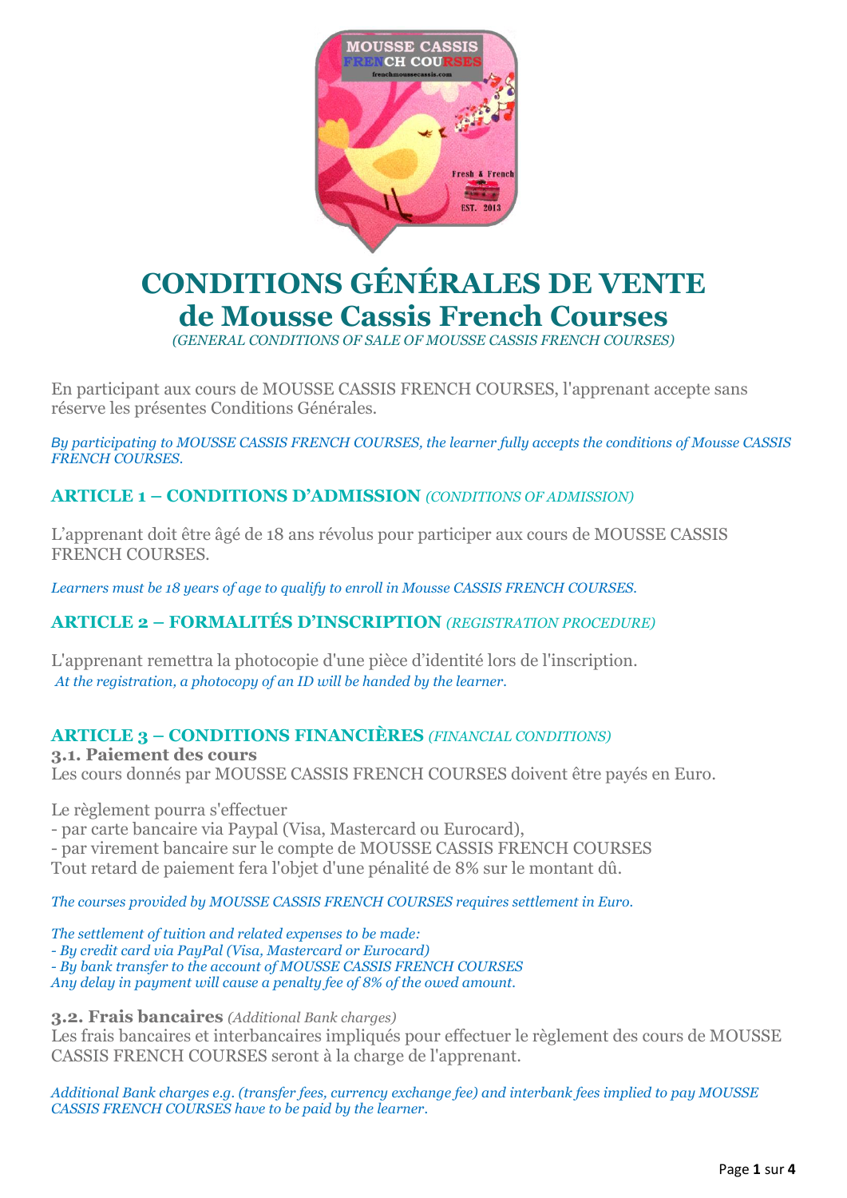# CONDITIONS GÉNÉRALES DE VENTE de Mousse Cassis French Courses

*(GENERAL CONDITIONS OF SALE OF MOUSSE CASSIS FRENCH COURSES)*

En participant aux cours de MOUSSE CASSIS FRENCH COURSES, l'apprenant accepte sans réserve les présentes Conditions Générales.

*By participating to MOUSSE CASSIS FRENCH COURSES, the learner fully accepts the conditions of Mousse CASSIS FRENCH COURSES.*

## ARTICLE 1 – CONDITIONS D'ADMISSION *(CONDITIONS OF ADMISSION)*

L'apprenant doit être âgé de 18 ans révolus pour participer aux cours de MOUSSE CASSIS FRENCH COURSES.

*Learners must be 18 years of age to qualify to enroll in Mousse CASSIS FRENCH COURSES.*

## ARTICLE 2 – FORMALITÉS D'INSCRIPTION *(REGISTRATION PROCEDURE)*

L'apprenant remettra la photocopie d'une pièce d'identité lors de l'inscription.
*At the registration, a photocopy of an ID will be handed by the learner.*

## ARTICLE 3 – CONDITIONS FINANCIÈRES *(FINANCIAL CONDITIONS)*

### 3.1. Paiement des cours

Les cours donnés par MOUSSE CASSIS FRENCH COURSES doivent être payés en Euro.

Le règlement pourra s'effectuer
- par carte bancaire via Paypal (Visa, Mastercard ou Eurocard),
- par virement bancaire sur le compte de MOUSSE CASSIS FRENCH COURSES

Tout retard de paiement fera l'objet d'une pénalité de 8% sur le montant dû.

*The courses provided by MOUSSE CASSIS FRENCH COURSES requires settlement in Euro.*

*The settlement of tuition and related expenses to be made:*
*- By credit card via PayPal (Visa, Mastercard or Eurocard)*
*- By bank transfer to the account of MOUSSE CASSIS FRENCH COURSES*
*Any delay in payment will cause a penalty fee of 8% of the owed amount.*

### 3.2. Frais bancaires *(Additional Bank charges)*

Les frais bancaires et interbancaires impliqués pour effectuer le règlement des cours de MOUSSE CASSIS FRENCH COURSES seront à la charge de l'apprenant.

*Additional Bank charges e.g. (transfer fees, currency exchange fee) and interbank fees implied to pay MOUSSE CASSIS FRENCH COURSES have to be paid by the learner.*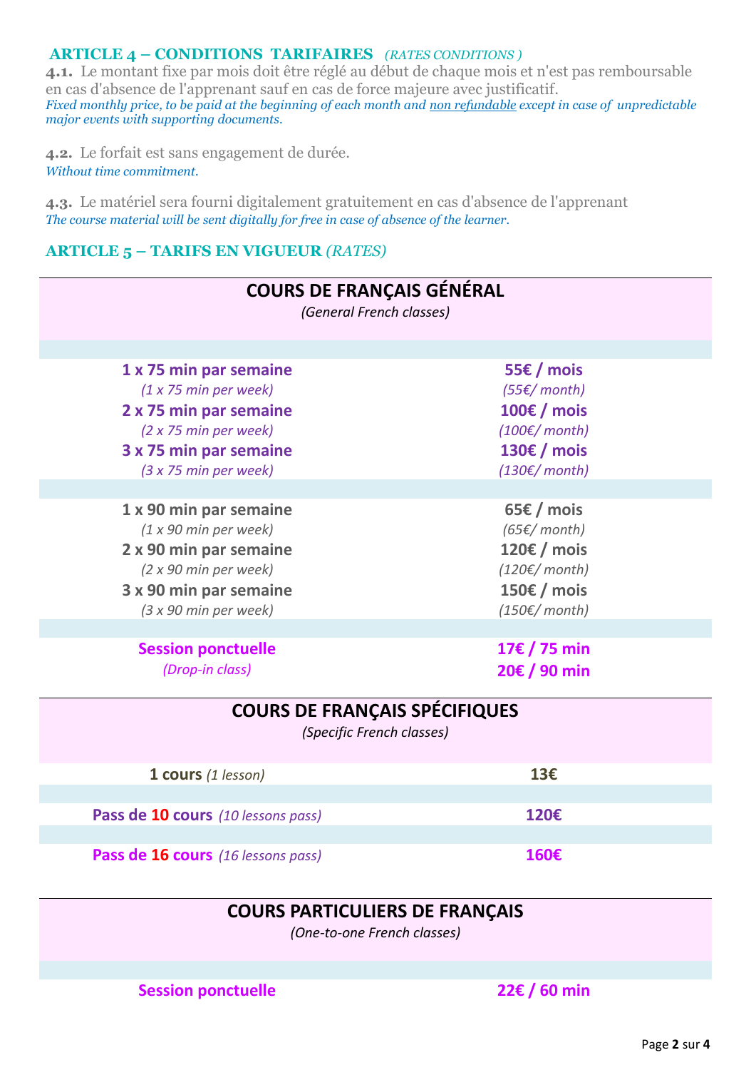### ARTICLE 4 – CONDITIONS TARIFAIRES *(RATES CONDITIONS)*

**4.1.** Le montant fixe par mois doit être réglé au début de chaque mois et n'est pas remboursable en cas d'absence de l'apprenant sauf en cas de force majeure avec justificatif.
*Fixed monthly price, to be paid at the beginning of each month and non refundable except in case of unpredictable major events with supporting documents.*

**4.2.** Le forfait est sans engagement de durée.
*Without time commitment.*

**4.3.** Le matériel sera fourni digitalement gratuitement en cas d'absence de l'apprenant
*The course material will be sent digitally for free in case of absence of the learner.*

### ARTICLE 5 – TARIFS EN VIGUEUR *(RATES)*

| COURS DE FRANÇAIS GÉNÉRAL *(General French classes)* | |
|---|---|
| **1 x 75 min par semaine** *(1 x 75 min per week)* | **55€ / mois** *(55€/ month)* |
| **2 x 75 min par semaine** *(2 x 75 min per week)* | **100€ / mois** *(100€/ month)* |
| **3 x 75 min par semaine** *(3 x 75 min per week)* | **130€ / mois** *(130€/ month)* |
| **1 x 90 min par semaine** *(1 x 90 min per week)* | **65€ / mois** *(65€/ month)* |
| **2 x 90 min par semaine** *(2 x 90 min per week)* | **120€ / mois** *(120€/ month)* |
| **3 x 90 min par semaine** *(3 x 90 min per week)* | **150€ / mois** *(150€/ month)* |
| **Session ponctuelle** *(Drop-in class)* | **17€ / 75 min** **20€ / 90 min** |

| COURS DE FRANÇAIS SPÉCIFIQUES *(Specific French classes)* | |
|---|---|
| **1 cours** *(1 lesson)* | **13€** |
| **Pass de 10 cours** *(10 lessons pass)* | **120€** |
| **Pass de 16 cours** *(16 lessons pass)* | **160€** |

| COURS PARTICULIERS DE FRANÇAIS *(One-to-one French classes)* | |
|---|---|
| **Session ponctuelle** | **22€ / 60 min** |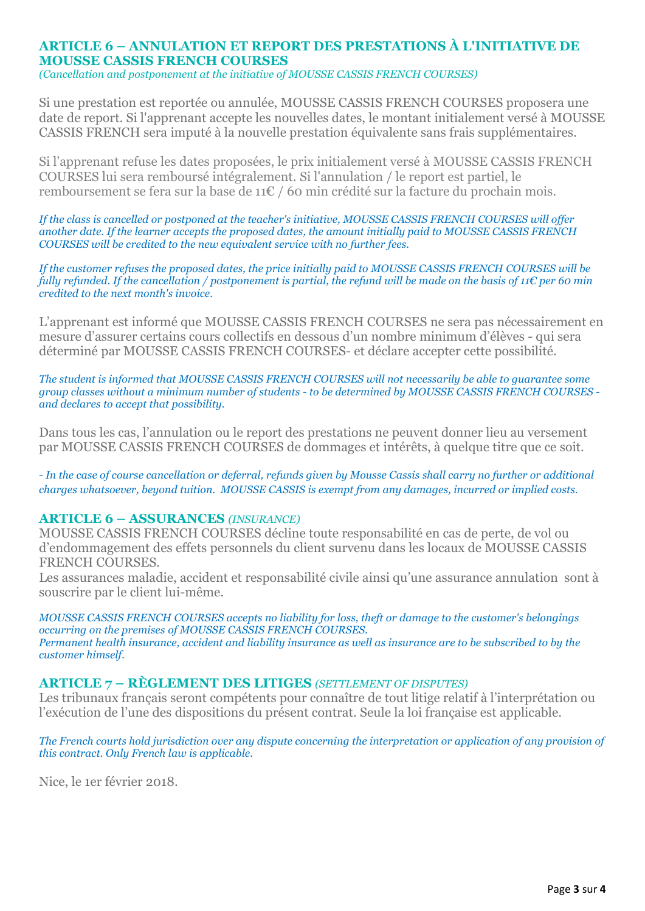## ARTICLE 6 – ANNULATION ET REPORT DES PRESTATIONS À L'INITIATIVE DE MOUSSE CASSIS FRENCH COURSES

*(Cancellation and postponement at the initiative of MOUSSE CASSIS FRENCH COURSES)*

Si une prestation est reportée ou annulée, MOUSSE CASSIS FRENCH COURSES proposera une date de report. Si l'apprenant accepte les nouvelles dates, le montant initialement versé à MOUSSE CASSIS FRENCH sera imputé à la nouvelle prestation équivalente sans frais supplémentaires.

Si l'apprenant refuse les dates proposées, le prix initialement versé à MOUSSE CASSIS FRENCH COURSES lui sera remboursé intégralement. Si l'annulation / le report est partiel, le remboursement se fera sur la base de 11€ / 60 min crédité sur la facture du prochain mois.

*If the class is cancelled or postponed at the teacher's initiative, MOUSSE CASSIS FRENCH COURSES will offer another date. If the learner accepts the proposed dates, the amount initially paid to MOUSSE CASSIS FRENCH COURSES will be credited to the new equivalent service with no further fees.*

*If the customer refuses the proposed dates, the price initially paid to MOUSSE CASSIS FRENCH COURSES will be fully refunded. If the cancellation / postponement is partial, the refund will be made on the basis of 11€ per 60 min credited to the next month's invoice.*

L'apprenant est informé que MOUSSE CASSIS FRENCH COURSES ne sera pas nécessairement en mesure d'assurer certains cours collectifs en dessous d'un nombre minimum d'élèves - qui sera déterminé par MOUSSE CASSIS FRENCH COURSES- et déclare accepter cette possibilité.

*The student is informed that MOUSSE CASSIS FRENCH COURSES will not necessarily be able to guarantee some group classes without a minimum number of students - to be determined by MOUSSE CASSIS FRENCH COURSES - and declares to accept that possibility.*

Dans tous les cas, l'annulation ou le report des prestations ne peuvent donner lieu au versement par MOUSSE CASSIS FRENCH COURSES de dommages et intérêts, à quelque titre que ce soit.

*- In the case of course cancellation or deferral, refunds given by Mousse Cassis shall carry no further or additional charges whatsoever, beyond tuition. MOUSSE CASSIS is exempt from any damages, incurred or implied costs.*

## ARTICLE 6 – ASSURANCES *(INSURANCE)*

MOUSSE CASSIS FRENCH COURSES décline toute responsabilité en cas de perte, de vol ou d'endommagement des effets personnels du client survenu dans les locaux de MOUSSE CASSIS FRENCH COURSES.
Les assurances maladie, accident et responsabilité civile ainsi qu'une assurance annulation sont à souscrire par le client lui-même.

*MOUSSE CASSIS FRENCH COURSES accepts no liability for loss, theft or damage to the customer's belongings occurring on the premises of MOUSSE CASSIS FRENCH COURSES.*
*Permanent health insurance, accident and liability insurance as well as insurance are to be subscribed to by the customer himself.*

## ARTICLE 7 – RÈGLEMENT DES LITIGES *(SETTLEMENT OF DISPUTES)*

Les tribunaux français seront compétents pour connaître de tout litige relatif à l'interprétation ou l'exécution de l'une des dispositions du présent contrat. Seule la loi française est applicable.

*The French courts hold jurisdiction over any dispute concerning the interpretation or application of any provision of this contract. Only French law is applicable.*

Nice, le 1er février 2018.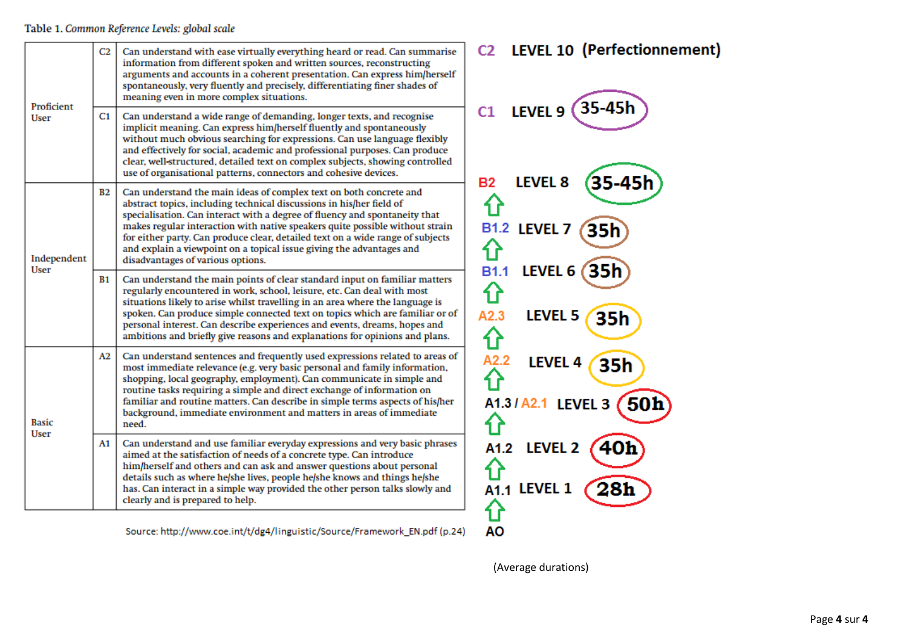Table 1. *Common Reference Levels: global scale*

| | | |
|---|---|---|
| Proficient User | C2 | Can understand with ease virtually everything heard or read. Can summarise information from different spoken and written sources, reconstructing arguments and accounts in a coherent presentation. Can express him/herself spontaneously, very fluently and precisely, differentiating finer shades of meaning even in more complex situations. |
| | C1 | Can understand a wide range of demanding, longer texts, and recognise implicit meaning. Can express him/herself fluently and spontaneously without much obvious searching for expressions. Can use language flexibly and effectively for social, academic and professional purposes. Can produce clear, well-structured, detailed text on complex subjects, showing controlled use of organisational patterns, connectors and cohesive devices. |
| Independent User | B2 | Can understand the main ideas of complex text on both concrete and abstract topics, including technical discussions in his/her field of specialisation. Can interact with a degree of fluency and spontaneity that makes regular interaction with native speakers quite possible without strain for either party. Can produce clear, detailed text on a wide range of subjects and explain a viewpoint on a topical issue giving the advantages and disadvantages of various options. |
| | B1 | Can understand the main points of clear standard input on familiar matters regularly encountered in work, school, leisure, etc. Can deal with most situations likely to arise whilst travelling in an area where the language is spoken. Can produce simple connected text on topics which are familiar or of personal interest. Can describe experiences and events, dreams, hopes and ambitions and briefly give reasons and explanations for opinions and plans. |
| Basic User | A2 | Can understand sentences and frequently used expressions related to areas of most immediate relevance (e.g. very basic personal and family information, shopping, local geography, employment). Can communicate in simple and routine tasks requiring a simple and direct exchange of information on familiar and routine matters. Can describe in simple terms aspects of his/her background, immediate environment and matters in areas of immediate need. |
| | A1 | Can understand and use familiar everyday expressions and very basic phrases aimed at the satisfaction of needs of a concrete type. Can introduce him/herself and others and can ask and answer questions about personal details such as where he/she lives, people he/she knows and things he/she has. Can interact in a simple way provided the other person talks slowly and clearly and is prepared to help. |

Source: http://www.coe.int/t/dg4/linguistic/Source/Framework_EN.pdf (p.24)

C2 LEVEL 10 (Perfectionnement)

C1 LEVEL 9 35-45h

B2 LEVEL 8 35-45h

B1.2 LEVEL 7 35h

B1.1 LEVEL 6 35h

A2.3 LEVEL 5 35h

A2.2 LEVEL 4 35h

A1.3 / A2.1 LEVEL 3 50h

A1.2 LEVEL 2 40h

A1.1 LEVEL 1 28h

AO

(Average durations)